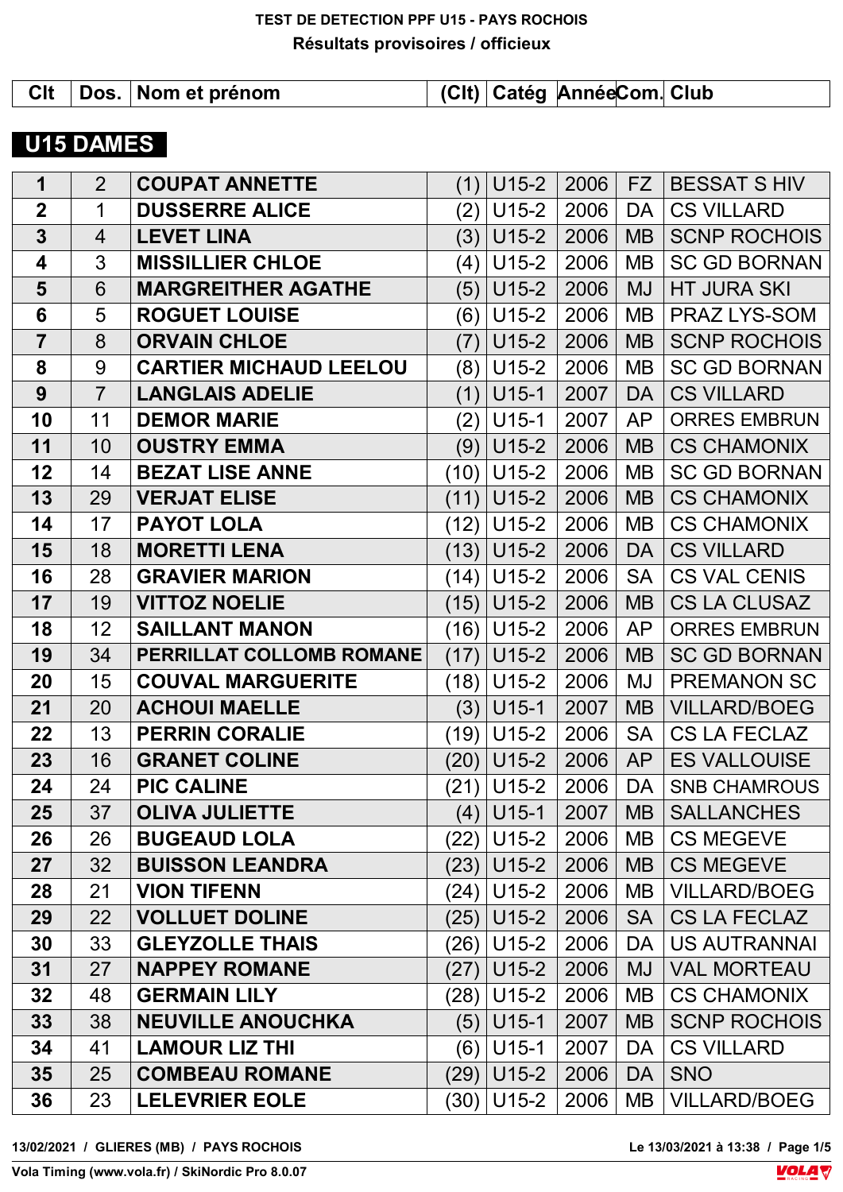**TEST DE DETECTION PPF U15 - PAYS ROCHOIS**

**Résultats provisoires / officieux**

## U15 DAMES

| Clt | Dos. | Nom et prénom | (Clt) | Catég | Année | Com. | Club |
|---|---|---|---|---|---|---|---|
| 1 | 2 | COUPAT ANNETTE | (1) | U15-2 | 2006 | FZ | BESSAT S HIV |
| 2 | 1 | DUSSERRE ALICE | (2) | U15-2 | 2006 | DA | CS VILLARD |
| 3 | 4 | LEVET LINA | (3) | U15-2 | 2006 | MB | SCNP ROCHOIS |
| 4 | 3 | MISSILLIER CHLOE | (4) | U15-2 | 2006 | MB | SC GD BORNAN |
| 5 | 6 | MARGREITHER AGATHE | (5) | U15-2 | 2006 | MJ | HT JURA SKI |
| 6 | 5 | ROGUET LOUISE | (6) | U15-2 | 2006 | MB | PRAZ LYS-SOM |
| 7 | 8 | ORVAIN CHLOE | (7) | U15-2 | 2006 | MB | SCNP ROCHOIS |
| 8 | 9 | CARTIER MICHAUD LEELOU | (8) | U15-2 | 2006 | MB | SC GD BORNAN |
| 9 | 7 | LANGLAIS ADELIE | (1) | U15-1 | 2007 | DA | CS VILLARD |
| 10 | 11 | DEMOR MARIE | (2) | U15-1 | 2007 | AP | ORRES EMBRUN |
| 11 | 10 | OUSTRY EMMA | (9) | U15-2 | 2006 | MB | CS CHAMONIX |
| 12 | 14 | BEZAT LISE ANNE | (10) | U15-2 | 2006 | MB | SC GD BORNAN |
| 13 | 29 | VERJAT ELISE | (11) | U15-2 | 2006 | MB | CS CHAMONIX |
| 14 | 17 | PAYOT LOLA | (12) | U15-2 | 2006 | MB | CS CHAMONIX |
| 15 | 18 | MORETTI LENA | (13) | U15-2 | 2006 | DA | CS VILLARD |
| 16 | 28 | GRAVIER MARION | (14) | U15-2 | 2006 | SA | CS VAL CENIS |
| 17 | 19 | VITTOZ NOELIE | (15) | U15-2 | 2006 | MB | CS LA CLUSAZ |
| 18 | 12 | SAILLANT MANON | (16) | U15-2 | 2006 | AP | ORRES EMBRUN |
| 19 | 34 | PERRILLAT COLLOMB ROMANE | (17) | U15-2 | 2006 | MB | SC GD BORNAN |
| 20 | 15 | COUVAL MARGUERITE | (18) | U15-2 | 2006 | MJ | PREMANON SC |
| 21 | 20 | ACHOUI MAELLE | (3) | U15-1 | 2007 | MB | VILLARD/BOEG |
| 22 | 13 | PERRIN CORALIE | (19) | U15-2 | 2006 | SA | CS LA FECLAZ |
| 23 | 16 | GRANET COLINE | (20) | U15-2 | 2006 | AP | ES VALLOUISE |
| 24 | 24 | PIC CALINE | (21) | U15-2 | 2006 | DA | SNB CHAMROUS |
| 25 | 37 | OLIVA JULIETTE | (4) | U15-1 | 2007 | MB | SALLANCHES |
| 26 | 26 | BUGEAUD LOLA | (22) | U15-2 | 2006 | MB | CS MEGEVE |
| 27 | 32 | BUISSON LEANDRA | (23) | U15-2 | 2006 | MB | CS MEGEVE |
| 28 | 21 | VION TIFENN | (24) | U15-2 | 2006 | MB | VILLARD/BOEG |
| 29 | 22 | VOLLUET DOLINE | (25) | U15-2 | 2006 | SA | CS LA FECLAZ |
| 30 | 33 | GLEYZOLLE THAIS | (26) | U15-2 | 2006 | DA | US AUTRANNAI |
| 31 | 27 | NAPPEY ROMANE | (27) | U15-2 | 2006 | MJ | VAL MORTEAU |
| 32 | 48 | GERMAIN LILY | (28) | U15-2 | 2006 | MB | CS CHAMONIX |
| 33 | 38 | NEUVILLE ANOUCHKA | (5) | U15-1 | 2007 | MB | SCNP ROCHOIS |
| 34 | 41 | LAMOUR LIZ THI | (6) | U15-1 | 2007 | DA | CS VILLARD |
| 35 | 25 | COMBEAU ROMANE | (29) | U15-2 | 2006 | DA | SNO |
| 36 | 23 | LELEVRIER EOLE | (30) | U15-2 | 2006 | MB | VILLARD/BOEG |

13/02/2021 / GLIERES (MB) / PAYS ROCHOIS — Le 13/03/2021 à 13:38

Vola Timing (www.vola.fr) / SkiNordic Pro 8.0.07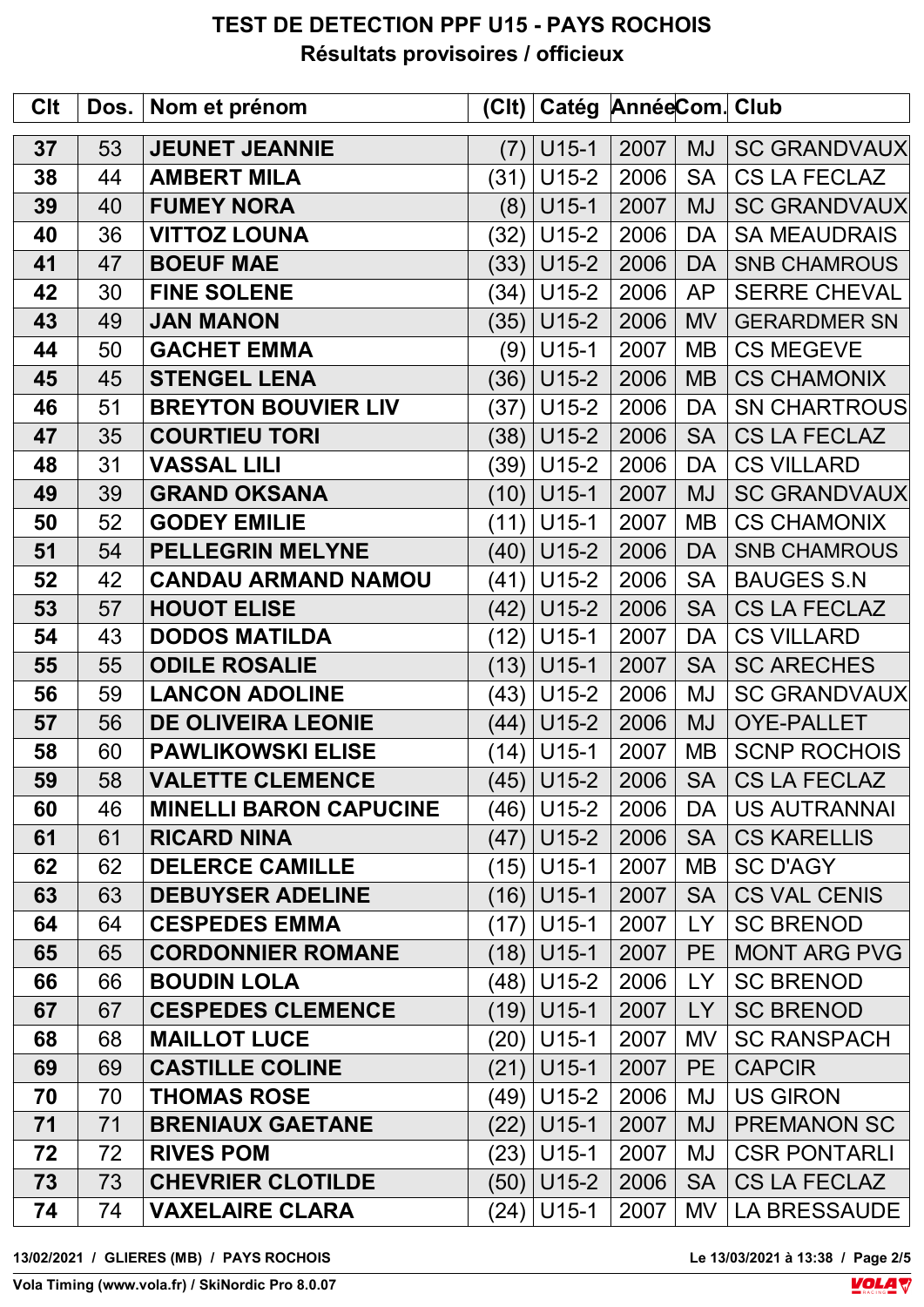# TEST DE DETECTION PPF U15 - PAYS ROCHOIS

## Résultats provisoires / officieux

| Clt | Dos. | Nom et prénom | (Clt) | Catég | Année | Com. | Club |
|---|---|---|---|---|---|---|---|
| **37** | 53 | **JEUNET JEANNIE** | (7) | U15-1 | 2007 | MJ | SC GRANDVAUX |
| **38** | 44 | **AMBERT MILA** | (31) | U15-2 | 2006 | SA | CS LA FECLAZ |
| **39** | 40 | **FUMEY NORA** | (8) | U15-1 | 2007 | MJ | SC GRANDVAUX |
| **40** | 36 | **VITTOZ LOUNA** | (32) | U15-2 | 2006 | DA | SA MEAUDRAIS |
| **41** | 47 | **BOEUF MAE** | (33) | U15-2 | 2006 | DA | SNB CHAMROUS |
| **42** | 30 | **FINE SOLENE** | (34) | U15-2 | 2006 | AP | SERRE CHEVAL |
| **43** | 49 | **JAN MANON** | (35) | U15-2 | 2006 | MV | GERARDMER SN |
| **44** | 50 | **GACHET EMMA** | (9) | U15-1 | 2007 | MB | CS MEGEVE |
| **45** | 45 | **STENGEL LENA** | (36) | U15-2 | 2006 | MB | CS CHAMONIX |
| **46** | 51 | **BREYTON BOUVIER LIV** | (37) | U15-2 | 2006 | DA | SN CHARTROUS |
| **47** | 35 | **COURTIEU TORI** | (38) | U15-2 | 2006 | SA | CS LA FECLAZ |
| **48** | 31 | **VASSAL LILI** | (39) | U15-2 | 2006 | DA | CS VILLARD |
| **49** | 39 | **GRAND OKSANA** | (10) | U15-1 | 2007 | MJ | SC GRANDVAUX |
| **50** | 52 | **GODEY EMILIE** | (11) | U15-1 | 2007 | MB | CS CHAMONIX |
| **51** | 54 | **PELLEGRIN MELYNE** | (40) | U15-2 | 2006 | DA | SNB CHAMROUS |
| **52** | 42 | **CANDAU ARMAND NAMOU** | (41) | U15-2 | 2006 | SA | BAUGES S.N |
| **53** | 57 | **HOUOT ELISE** | (42) | U15-2 | 2006 | SA | CS LA FECLAZ |
| **54** | 43 | **DODOS MATILDA** | (12) | U15-1 | 2007 | DA | CS VILLARD |
| **55** | 55 | **ODILE ROSALIE** | (13) | U15-1 | 2007 | SA | SC ARECHES |
| **56** | 59 | **LANCON ADOLINE** | (43) | U15-2 | 2006 | MJ | SC GRANDVAUX |
| **57** | 56 | **DE OLIVEIRA LEONIE** | (44) | U15-2 | 2006 | MJ | OYE-PALLET |
| **58** | 60 | **PAWLIKOWSKI ELISE** | (14) | U15-1 | 2007 | MB | SCNP ROCHOIS |
| **59** | 58 | **VALETTE CLEMENCE** | (45) | U15-2 | 2006 | SA | CS LA FECLAZ |
| **60** | 46 | **MINELLI BARON CAPUCINE** | (46) | U15-2 | 2006 | DA | US AUTRANNAI |
| **61** | 61 | **RICARD NINA** | (47) | U15-2 | 2006 | SA | CS KARELLIS |
| **62** | 62 | **DELERCE CAMILLE** | (15) | U15-1 | 2007 | MB | SC D'AGY |
| **63** | 63 | **DEBUYSER ADELINE** | (16) | U15-1 | 2007 | SA | CS VAL CENIS |
| **64** | 64 | **CESPEDES EMMA** | (17) | U15-1 | 2007 | LY | SC BRENOD |
| **65** | 65 | **CORDONNIER ROMANE** | (18) | U15-1 | 2007 | PE | MONT ARG PVG |
| **66** | 66 | **BOUDIN LOLA** | (48) | U15-2 | 2006 | LY | SC BRENOD |
| **67** | 67 | **CESPEDES CLEMENCE** | (19) | U15-1 | 2007 | LY | SC BRENOD |
| **68** | 68 | **MAILLOT LUCE** | (20) | U15-1 | 2007 | MV | SC RANSPACH |
| **69** | 69 | **CASTILLE COLINE** | (21) | U15-1 | 2007 | PE | CAPCIR |
| **70** | 70 | **THOMAS ROSE** | (49) | U15-2 | 2006 | MJ | US GIRON |
| **71** | 71 | **BRENIAUX GAETANE** | (22) | U15-1 | 2007 | MJ | PREMANON SC |
| **72** | 72 | **RIVES POM** | (23) | U15-1 | 2007 | MJ | CSR PONTARLI |
| **73** | 73 | **CHEVRIER CLOTILDE** | (50) | U15-2 | 2006 | SA | CS LA FECLAZ |
| **74** | 74 | **VAXELAIRE CLARA** | (24) | U15-1 | 2007 | MV | LA BRESSAUDE |

13/02/2021 / GLIERES (MB) / PAYS ROCHOIS — Le 13/03/2021 à 13:38

Vola Timing (www.vola.fr) / SkiNordic Pro 8.0.07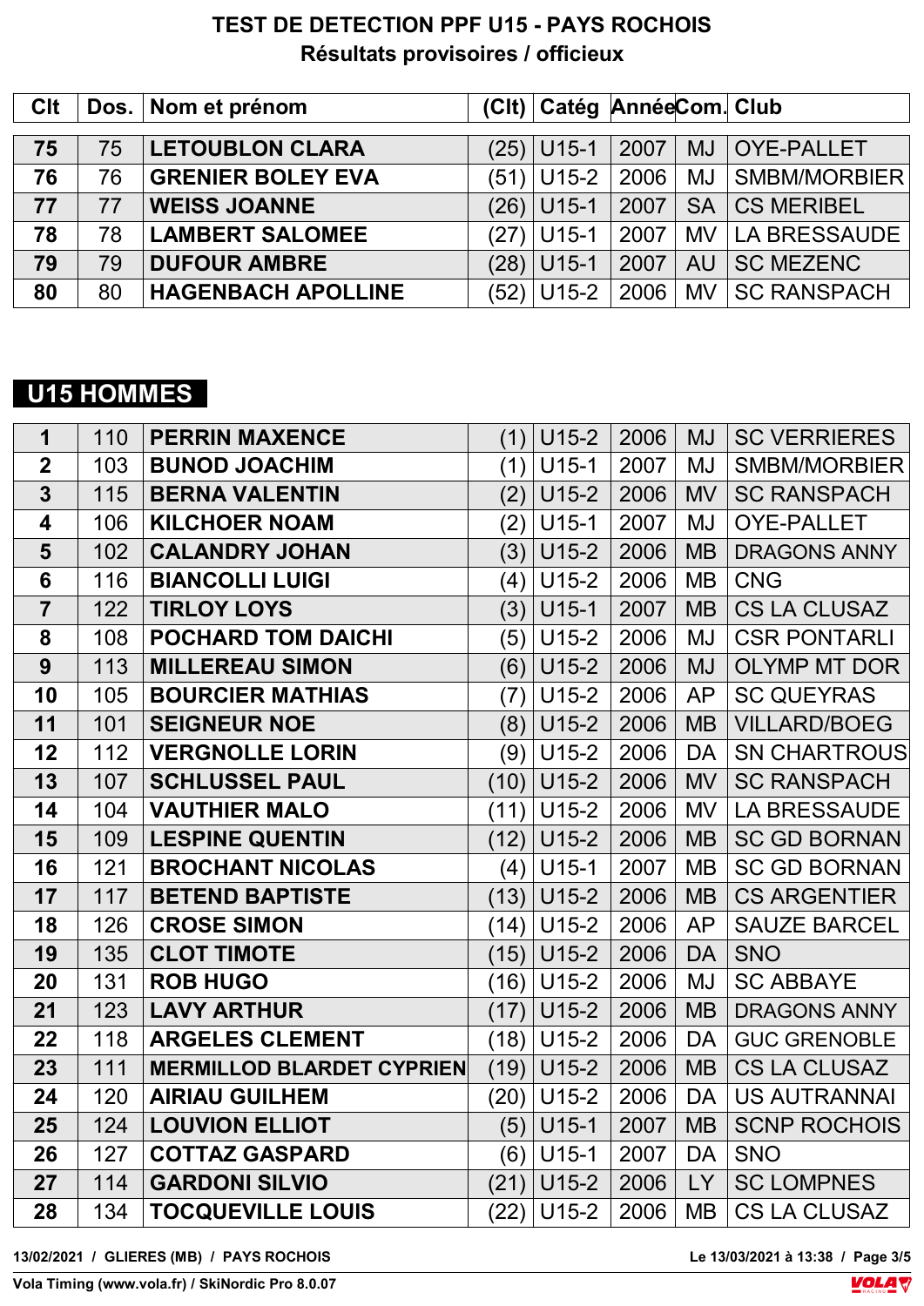# TEST DE DETECTION PPF U15 - PAYS ROCHOIS

## Résultats provisoires / officieux

| Clt | Dos. | Nom et prénom | (Clt) | Catég | Année | Com. | Club |
|---|---|---|---|---|---|---|---|
| **75** | 75 | **LETOUBLON CLARA** | (25) | U15-1 | 2007 | MJ | OYE-PALLET |
| **76** | 76 | **GRENIER BOLEY EVA** | (51) | U15-2 | 2006 | MJ | SMBM/MORBIER |
| **77** | 77 | **WEISS JOANNE** | (26) | U15-1 | 2007 | SA | CS MERIBEL |
| **78** | 78 | **LAMBERT SALOMEE** | (27) | U15-1 | 2007 | MV | LA BRESSAUDE |
| **79** | 79 | **DUFOUR AMBRE** | (28) | U15-1 | 2007 | AU | SC MEZENC |
| **80** | 80 | **HAGENBACH APOLLINE** | (52) | U15-2 | 2006 | MV | SC RANSPACH |

## U15 HOMMES

| Clt | Dos. | Nom et prénom | (Clt) | Catég | Année | Com. | Club |
|---|---|---|---|---|---|---|---|
| **1** | 110 | **PERRIN MAXENCE** | (1) | U15-2 | 2006 | MJ | SC VERRIERES |
| **2** | 103 | **BUNOD JOACHIM** | (1) | U15-1 | 2007 | MJ | SMBM/MORBIER |
| **3** | 115 | **BERNA VALENTIN** | (2) | U15-2 | 2006 | MV | SC RANSPACH |
| **4** | 106 | **KILCHOER NOAM** | (2) | U15-1 | 2007 | MJ | OYE-PALLET |
| **5** | 102 | **CALANDRY JOHAN** | (3) | U15-2 | 2006 | MB | DRAGONS ANNY |
| **6** | 116 | **BIANCOLLI LUIGI** | (4) | U15-2 | 2006 | MB | CNG |
| **7** | 122 | **TIRLOY LOYS** | (3) | U15-1 | 2007 | MB | CS LA CLUSAZ |
| **8** | 108 | **POCHARD TOM DAICHI** | (5) | U15-2 | 2006 | MJ | CSR PONTARLI |
| **9** | 113 | **MILLEREAU SIMON** | (6) | U15-2 | 2006 | MJ | OLYMP MT DOR |
| **10** | 105 | **BOURCIER MATHIAS** | (7) | U15-2 | 2006 | AP | SC QUEYRAS |
| **11** | 101 | **SEIGNEUR NOE** | (8) | U15-2 | 2006 | MB | VILLARD/BOEG |
| **12** | 112 | **VERGNOLLE LORIN** | (9) | U15-2 | 2006 | DA | SN CHARTROUS |
| **13** | 107 | **SCHLUSSEL PAUL** | (10) | U15-2 | 2006 | MV | SC RANSPACH |
| **14** | 104 | **VAUTHIER MALO** | (11) | U15-2 | 2006 | MV | LA BRESSAUDE |
| **15** | 109 | **LESPINE QUENTIN** | (12) | U15-2 | 2006 | MB | SC GD BORNAN |
| **16** | 121 | **BROCHANT NICOLAS** | (4) | U15-1 | 2007 | MB | SC GD BORNAN |
| **17** | 117 | **BETEND BAPTISTE** | (13) | U15-2 | 2006 | MB | CS ARGENTIER |
| **18** | 126 | **CROSE SIMON** | (14) | U15-2 | 2006 | AP | SAUZE BARCEL |
| **19** | 135 | **CLOT TIMOTE** | (15) | U15-2 | 2006 | DA | SNO |
| **20** | 131 | **ROB HUGO** | (16) | U15-2 | 2006 | MJ | SC ABBAYE |
| **21** | 123 | **LAVY ARTHUR** | (17) | U15-2 | 2006 | MB | DRAGONS ANNY |
| **22** | 118 | **ARGELES CLEMENT** | (18) | U15-2 | 2006 | DA | GUC GRENOBLE |
| **23** | 111 | **MERMILLOD BLARDET CYPRIEN** | (19) | U15-2 | 2006 | MB | CS LA CLUSAZ |
| **24** | 120 | **AIRIAU GUILHEM** | (20) | U15-2 | 2006 | DA | US AUTRANNAI |
| **25** | 124 | **LOUVION ELLIOT** | (5) | U15-1 | 2007 | MB | SCNP ROCHOIS |
| **26** | 127 | **COTTAZ GASPARD** | (6) | U15-1 | 2007 | DA | SNO |
| **27** | 114 | **GARDONI SILVIO** | (21) | U15-2 | 2006 | LY | SC LOMPNES |
| **28** | 134 | **TOCQUEVILLE LOUIS** | (22) | U15-2 | 2006 | MB | CS LA CLUSAZ |

13/02/2021 / GLIERES (MB) / PAYS ROCHOIS — Le 13/03/2021 à 13:38

Vola Timing (www.vola.fr) / SkiNordic Pro 8.0.07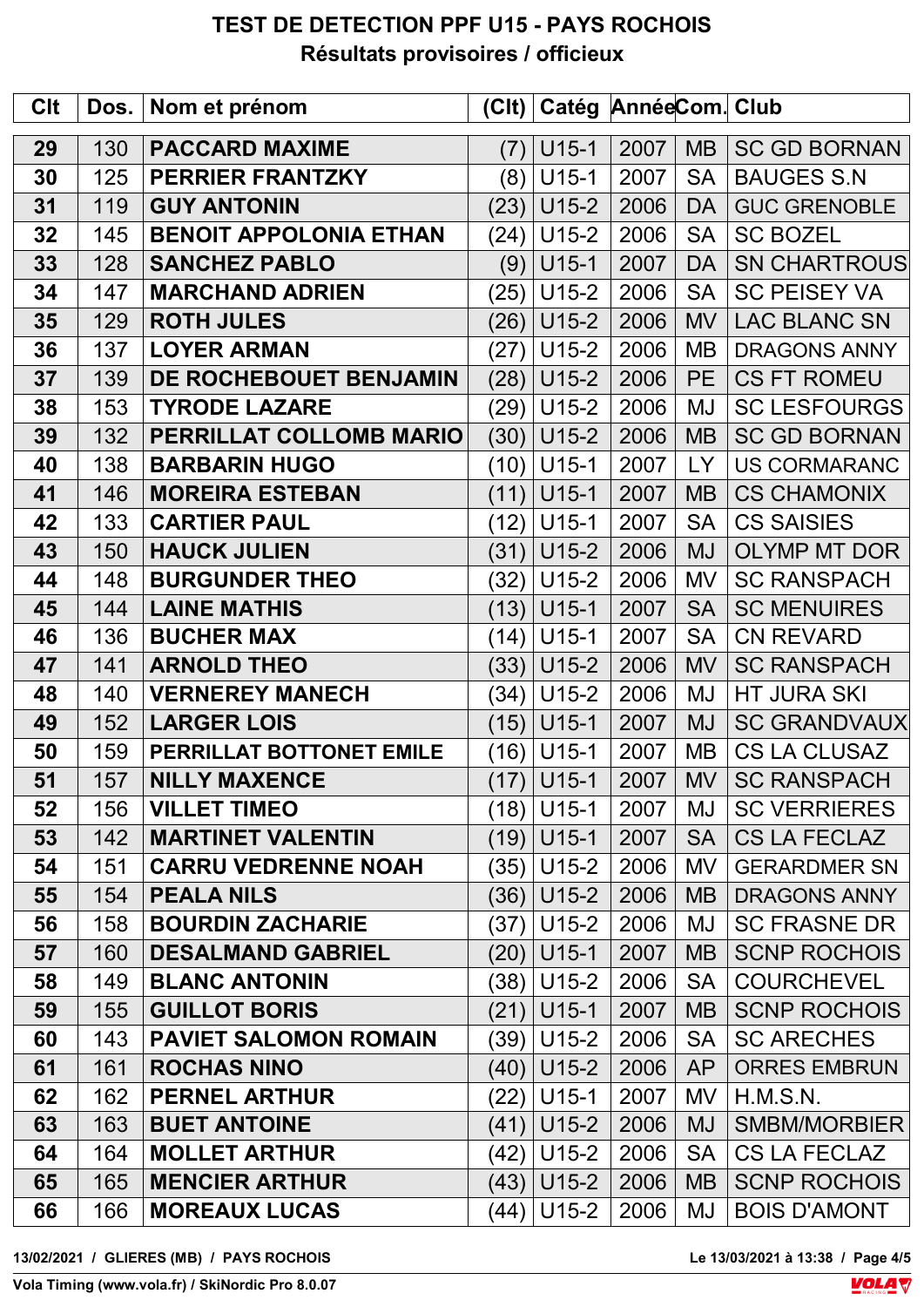# TEST DE DETECTION PPF U15 - PAYS ROCHOIS

## Résultats provisoires / officieux

| Clt | Dos. | Nom et prénom | (Clt) | Catég | Année | Com. | Club |
|---|---|---|---|---|---|---|---|
| **29** | 130 | **PACCARD MAXIME** | (7) | U15-1 | 2007 | MB | SC GD BORNAN |
| **30** | 125 | **PERRIER FRANTZKY** | (8) | U15-1 | 2007 | SA | BAUGES S.N |
| **31** | 119 | **GUY ANTONIN** | (23) | U15-2 | 2006 | DA | GUC GRENOBLE |
| **32** | 145 | **BENOIT APPOLONIA ETHAN** | (24) | U15-2 | 2006 | SA | SC BOZEL |
| **33** | 128 | **SANCHEZ PABLO** | (9) | U15-1 | 2007 | DA | SN CHARTROUS |
| **34** | 147 | **MARCHAND ADRIEN** | (25) | U15-2 | 2006 | SA | SC PEISEY VA |
| **35** | 129 | **ROTH JULES** | (26) | U15-2 | 2006 | MV | LAC BLANC SN |
| **36** | 137 | **LOYER ARMAN** | (27) | U15-2 | 2006 | MB | DRAGONS ANNY |
| **37** | 139 | **DE ROCHEBOUET BENJAMIN** | (28) | U15-2 | 2006 | PE | CS FT ROMEU |
| **38** | 153 | **TYRODE LAZARE** | (29) | U15-2 | 2006 | MJ | SC LESFOURGS |
| **39** | 132 | **PERRILLAT COLLOMB MARIO** | (30) | U15-2 | 2006 | MB | SC GD BORNAN |
| **40** | 138 | **BARBARIN HUGO** | (10) | U15-1 | 2007 | LY | US CORMARANC |
| **41** | 146 | **MOREIRA ESTEBAN** | (11) | U15-1 | 2007 | MB | CS CHAMONIX |
| **42** | 133 | **CARTIER PAUL** | (12) | U15-1 | 2007 | SA | CS SAISIES |
| **43** | 150 | **HAUCK JULIEN** | (31) | U15-2 | 2006 | MJ | OLYMP MT DOR |
| **44** | 148 | **BURGUNDER THEO** | (32) | U15-2 | 2006 | MV | SC RANSPACH |
| **45** | 144 | **LAINE MATHIS** | (13) | U15-1 | 2007 | SA | SC MENUIRES |
| **46** | 136 | **BUCHER MAX** | (14) | U15-1 | 2007 | SA | CN REVARD |
| **47** | 141 | **ARNOLD THEO** | (33) | U15-2 | 2006 | MV | SC RANSPACH |
| **48** | 140 | **VERNEREY MANECH** | (34) | U15-2 | 2006 | MJ | HT JURA SKI |
| **49** | 152 | **LARGER LOIS** | (15) | U15-1 | 2007 | MJ | SC GRANDVAUX |
| **50** | 159 | **PERRILLAT BOTTONET EMILE** | (16) | U15-1 | 2007 | MB | CS LA CLUSAZ |
| **51** | 157 | **NILLY MAXENCE** | (17) | U15-1 | 2007 | MV | SC RANSPACH |
| **52** | 156 | **VILLET TIMEO** | (18) | U15-1 | 2007 | MJ | SC VERRIERES |
| **53** | 142 | **MARTINET VALENTIN** | (19) | U15-1 | 2007 | SA | CS LA FECLAZ |
| **54** | 151 | **CARRU VEDRENNE NOAH** | (35) | U15-2 | 2006 | MV | GERARDMER SN |
| **55** | 154 | **PEALA NILS** | (36) | U15-2 | 2006 | MB | DRAGONS ANNY |
| **56** | 158 | **BOURDIN ZACHARIE** | (37) | U15-2 | 2006 | MJ | SC FRASNE DR |
| **57** | 160 | **DESALMAND GABRIEL** | (20) | U15-1 | 2007 | MB | SCNP ROCHOIS |
| **58** | 149 | **BLANC ANTONIN** | (38) | U15-2 | 2006 | SA | COURCHEVEL |
| **59** | 155 | **GUILLOT BORIS** | (21) | U15-1 | 2007 | MB | SCNP ROCHOIS |
| **60** | 143 | **PAVIET SALOMON ROMAIN** | (39) | U15-2 | 2006 | SA | SC ARECHES |
| **61** | 161 | **ROCHAS NINO** | (40) | U15-2 | 2006 | AP | ORRES EMBRUN |
| **62** | 162 | **PERNEL ARTHUR** | (22) | U15-1 | 2007 | MV | H.M.S.N. |
| **63** | 163 | **BUET ANTOINE** | (41) | U15-2 | 2006 | MJ | SMBM/MORBIER |
| **64** | 164 | **MOLLET ARTHUR** | (42) | U15-2 | 2006 | SA | CS LA FECLAZ |
| **65** | 165 | **MENCIER ARTHUR** | (43) | U15-2 | 2006 | MB | SCNP ROCHOIS |
| **66** | 166 | **MOREAUX LUCAS** | (44) | U15-2 | 2006 | MJ | BOIS D'AMONT |

13/02/2021 / GLIERES (MB) / PAYS ROCHOIS

Le 13/03/2021 à 13:38

Vola Timing (www.vola.fr) / SkiNordic Pro 8.0.07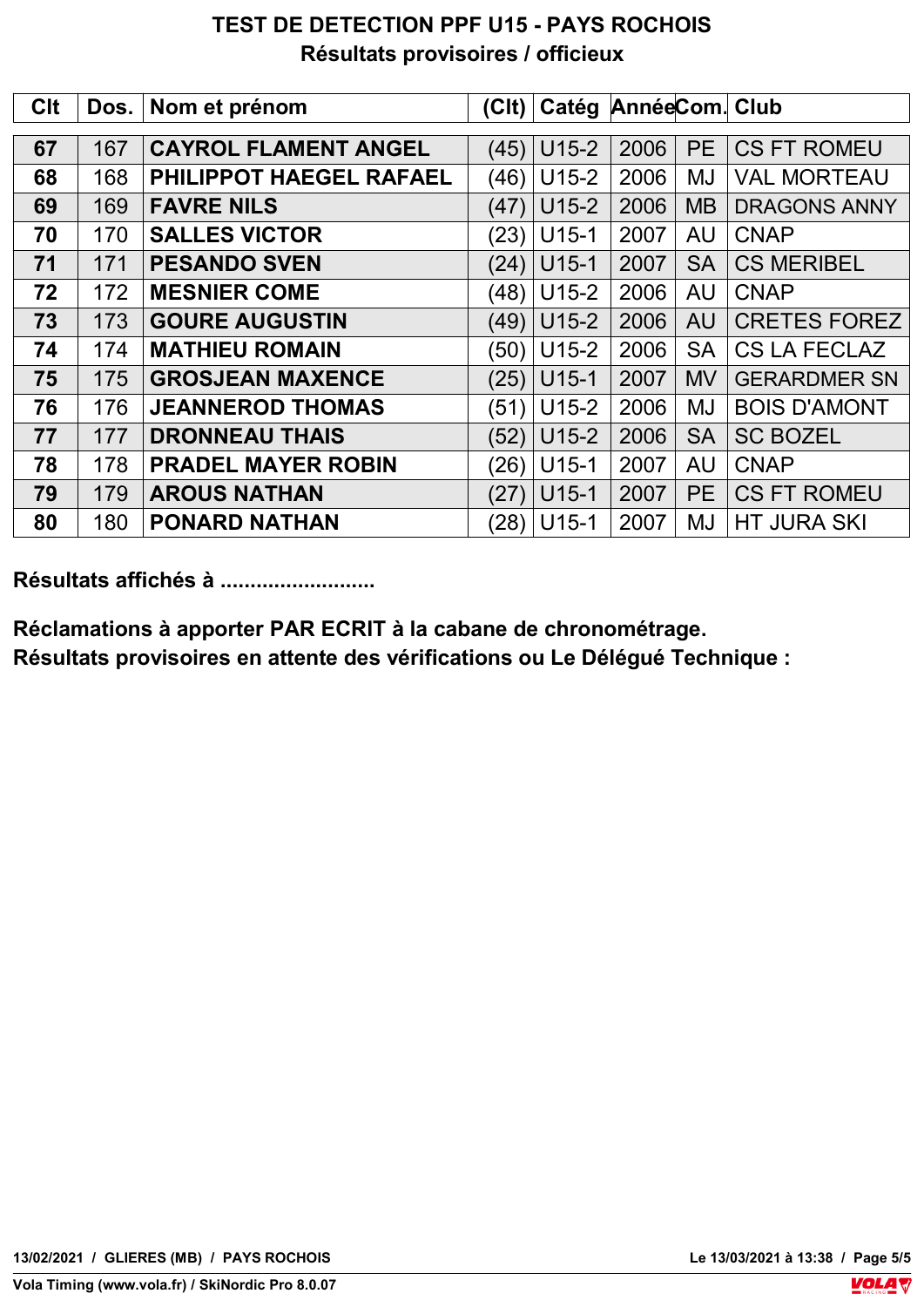# TEST DE DETECTION PPF U15 - PAYS ROCHOIS

## Résultats provisoires / officieux

| Clt | Dos. | Nom et prénom | (Clt) | Catég | Année | Com. | Club |
|---|---|---|---|---|---|---|---|
| **67** | 167 | **CAYROL FLAMENT ANGEL** | (45) | U15-2 | 2006 | PE | CS FT ROMEU |
| **68** | 168 | **PHILIPPOT HAEGEL RAFAEL** | (46) | U15-2 | 2006 | MJ | VAL MORTEAU |
| **69** | 169 | **FAVRE NILS** | (47) | U15-2 | 2006 | MB | DRAGONS ANNY |
| **70** | 170 | **SALLES VICTOR** | (23) | U15-1 | 2007 | AU | CNAP |
| **71** | 171 | **PESANDO SVEN** | (24) | U15-1 | 2007 | SA | CS MERIBEL |
| **72** | 172 | **MESNIER COME** | (48) | U15-2 | 2006 | AU | CNAP |
| **73** | 173 | **GOURE AUGUSTIN** | (49) | U15-2 | 2006 | AU | CRETES FOREZ |
| **74** | 174 | **MATHIEU ROMAIN** | (50) | U15-2 | 2006 | SA | CS LA FECLAZ |
| **75** | 175 | **GROSJEAN MAXENCE** | (25) | U15-1 | 2007 | MV | GERARDMER SN |
| **76** | 176 | **JEANNEROD THOMAS** | (51) | U15-2 | 2006 | MJ | BOIS D'AMONT |
| **77** | 177 | **DRONNEAU THAIS** | (52) | U15-2 | 2006 | SA | SC BOZEL |
| **78** | 178 | **PRADEL MAYER ROBIN** | (26) | U15-1 | 2007 | AU | CNAP |
| **79** | 179 | **AROUS NATHAN** | (27) | U15-1 | 2007 | PE | CS FT ROMEU |
| **80** | 180 | **PONARD NATHAN** | (28) | U15-1 | 2007 | MJ | HT JURA SKI |

**Résultats affichés à ..........................**

**Réclamations à apporter PAR ECRIT à la cabane de chronométrage.**
**Résultats provisoires en attente des vérifications ou Le Délégué Technique :**

13/02/2021 / GLIERES (MB) / PAYS ROCHOIS — Le 13/03/2021 à 13:38

Vola Timing (www.vola.fr) / SkiNordic Pro 8.0.07